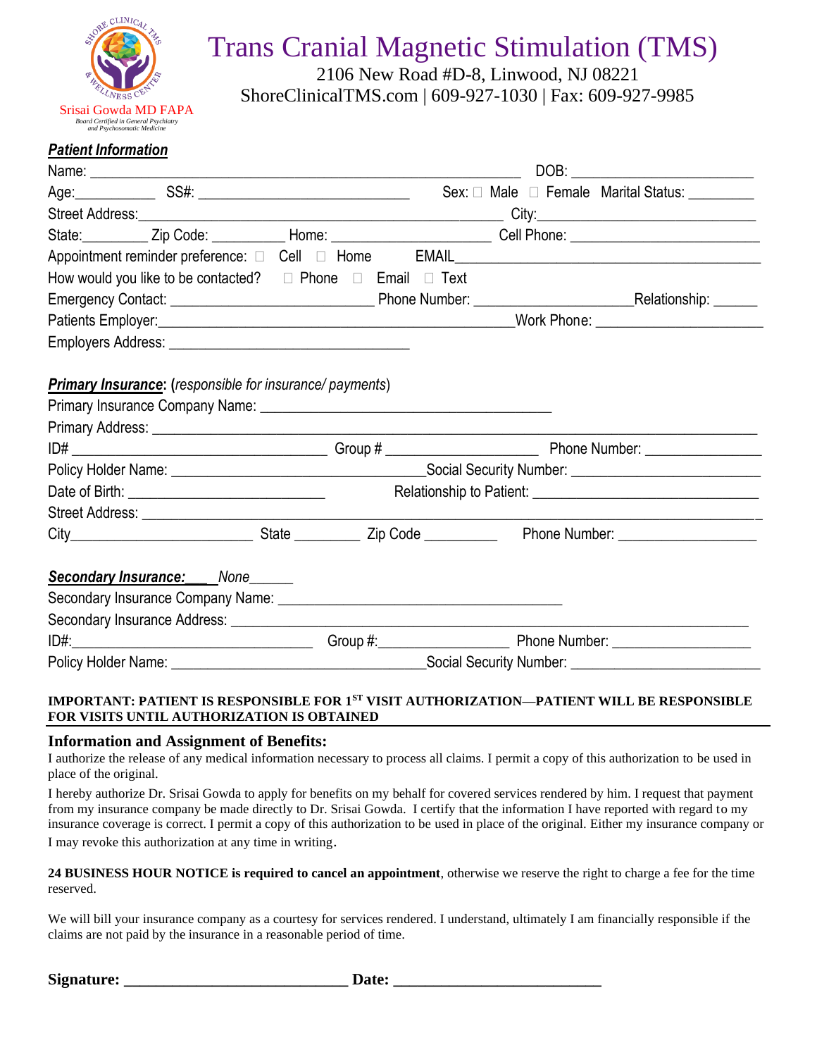Srisai Gowda MD FAPA
Board Certified in General Psychiatry and Psychosomatic Medicine

# Trans Cranial Magnetic Stimulation (TMS)

2106 New Road #D-8, Linwood, NJ 08221
ShoreClinicalTMS.com | 609-927-1030 | Fax: 609-927-9985

***Patient Information***

Name: ____________________________________________ DOB: ____________________

Age:__________ SS#: ________________________ Sex: ☐ Male ☐ Female Marital Status: ________

Street Address:_________________________________________ City:________________________

State:________ Zip Code: _________ Home: __________________ Cell Phone: ____________________

Appointment reminder preference: ☐ Cell ☐ Home EMAIL_________________________________

How would you like to be contacted? ☐ Phone ☐ Email ☐ Text

Emergency Contact: ______________________ Phone Number: __________________Relationship: ______

Patients Employer:________________________________________Work Phone: ____________________

Employers Address: ___________________________

***Primary Insurance***: (*responsible for insurance/ payments*)

Primary Insurance Company Name: __________________________________

Primary Address: _________________________________________________________________________

ID# ______________________________ Group # __________________ Phone Number: _______________

Policy Holder Name: _____________________________Social Security Number: ______________________

Date of Birth: _______________________ Relationship to Patient: ___________________________

Street Address: ___________________________________________________________________________

City______________________ State ________ Zip Code _________ Phone Number: _________________

***Secondary Insurance:___*** *None______*

Secondary Insurance Company Name: __________________________________

Secondary Insurance Address: _____________________________________________________________

ID#:______________________________ Group #:________________ Phone Number: _________________

Policy Holder Name: _____________________________Social Security Number: ______________________

**IMPORTANT: PATIENT IS RESPONSIBLE FOR 1ST VISIT AUTHORIZATION—PATIENT WILL BE RESPONSIBLE FOR VISITS UNTIL AUTHORIZATION IS OBTAINED**

## Information and Assignment of Benefits:

I authorize the release of any medical information necessary to process all claims. I permit a copy of this authorization to be used in place of the original.

I hereby authorize Dr. Srisai Gowda to apply for benefits on my behalf for covered services rendered by him. I request that payment from my insurance company be made directly to Dr. Srisai Gowda. I certify that the information I have reported with regard to my insurance coverage is correct. I permit a copy of this authorization to be used in place of the original. Either my insurance company or I may revoke this authorization at any time in writing.

**24 BUSINESS HOUR NOTICE is required to cancel an appointment**, otherwise we reserve the right to charge a fee for the time reserved.

We will bill your insurance company as a courtesy for services rendered. I understand, ultimately I am financially responsible if the claims are not paid by the insurance in a reasonable period of time.

**Signature: ___________________________ Date: _______________________**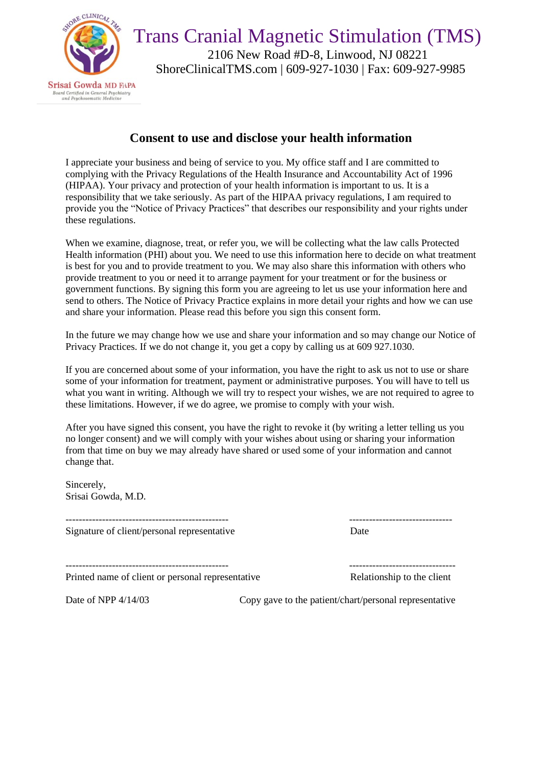SHORE CLINICAL TMS

Srisai Gowda MD FAPA
Board Certified in General Psychiatry and Psychosomatic Medicine

# Trans Cranial Magnetic Stimulation (TMS)

2106 New Road #D-8, Linwood, NJ 08221
ShoreClinicalTMS.com | 609-927-1030 | Fax: 609-927-9985

## Consent to use and disclose your health information

I appreciate your business and being of service to you. My office staff and I are committed to complying with the Privacy Regulations of the Health Insurance and Accountability Act of 1996 (HIPAA). Your privacy and protection of your health information is important to us. It is a responsibility that we take seriously. As part of the HIPAA privacy regulations, I am required to provide you the "Notice of Privacy Practices" that describes our responsibility and your rights under these regulations.

When we examine, diagnose, treat, or refer you, we will be collecting what the law calls Protected Health information (PHI) about you. We need to use this information here to decide on what treatment is best for you and to provide treatment to you. We may also share this information with others who provide treatment to you or need it to arrange payment for your treatment or for the business or government functions. By signing this form you are agreeing to let us use your information here and send to others. The Notice of Privacy Practice explains in more detail your rights and how we can use and share your information. Please read this before you sign this consent form.

In the future we may change how we use and share your information and so may change our Notice of Privacy Practices. If we do not change it, you get a copy by calling us at 609 927.1030.

If you are concerned about some of your information, you have the right to ask us not to use or share some of your information for treatment, payment or administrative purposes. You will have to tell us what you want in writing. Although we will try to respect your wishes, we are not required to agree to these limitations. However, if we do agree, we promise to comply with your wish.

After you have signed this consent, you have the right to revoke it (by writing a letter telling us you no longer consent) and we will comply with your wishes about using or sharing your information from that time on buy we may already have shared or used some of your information and cannot change that.

Sincerely,
Srisai Gowda, M.D.

------------------------------------------------- -------------------------------
Signature of client/personal representative Date

------------------------------------------------- --------------------------------
Printed name of client or personal representative Relationship to the client

Date of NPP 4/14/03 Copy gave to the patient/chart/personal representative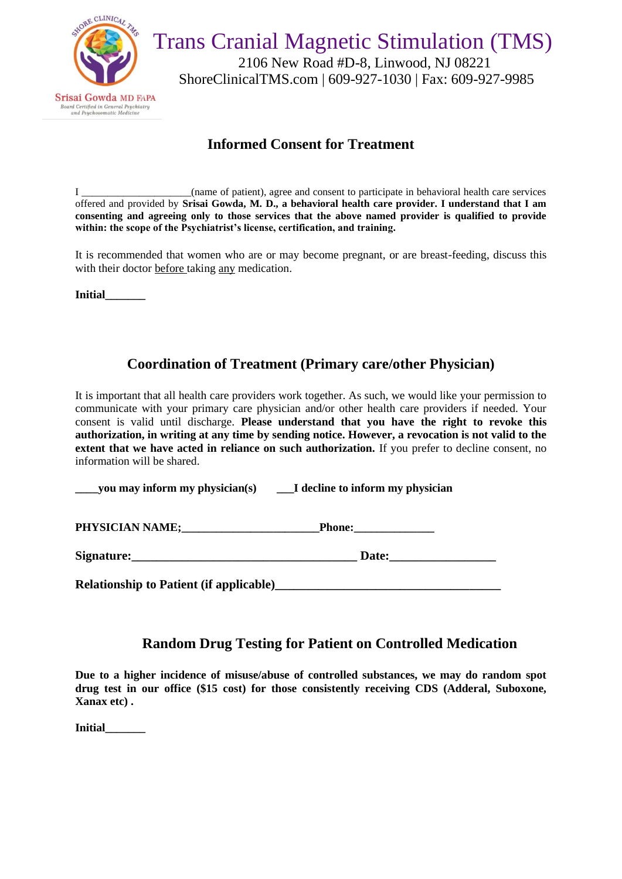# Trans Cranial Magnetic Stimulation (TMS)

2106 New Road #D-8, Linwood, NJ 08221

ShoreClinicalTMS.com | 609-927-1030 | Fax: 609-927-9985

Srisai Gowda MD FAPA

Board Certified in General Psychiatry and Psychosomatic Medicine

## Informed Consent for Treatment

I ____________________(name of patient), agree and consent to participate in behavioral health care services offered and provided by **Srisai Gowda, M. D., a behavioral health care provider. I understand that I am consenting and agreeing only to those services that the above named provider is qualified to provide within: the scope of the Psychiatrist's license, certification, and training.**

It is recommended that women who are or may become pregnant, or are breast-feeding, discuss this with their doctor before taking any medication.

**Initial_______**

## Coordination of Treatment (Primary care/other Physician)

It is important that all health care providers work together. As such, we would like your permission to communicate with your primary care physician and/or other health care providers if needed. Your consent is valid until discharge. **Please understand that you have the right to revoke this authorization, in writing at any time by sending notice. However, a revocation is not valid to the extent that we have acted in reliance on such authorization.** If you prefer to decline consent, no information will be shared.

**____you may inform my physician(s)** **___I decline to inform my physician**

**PHYSICIAN NAME;_______________________Phone:_____________**

**Signature:_____________________________________ Date:_________________**

**Relationship to Patient (if applicable)_____________________________________**

## Random Drug Testing for Patient on Controlled Medication

**Due to a higher incidence of misuse/abuse of controlled substances, we may do random spot drug test in our office ($15 cost) for those consistently receiving CDS (Adderal, Suboxone, Xanax etc) .**

**Initial_______**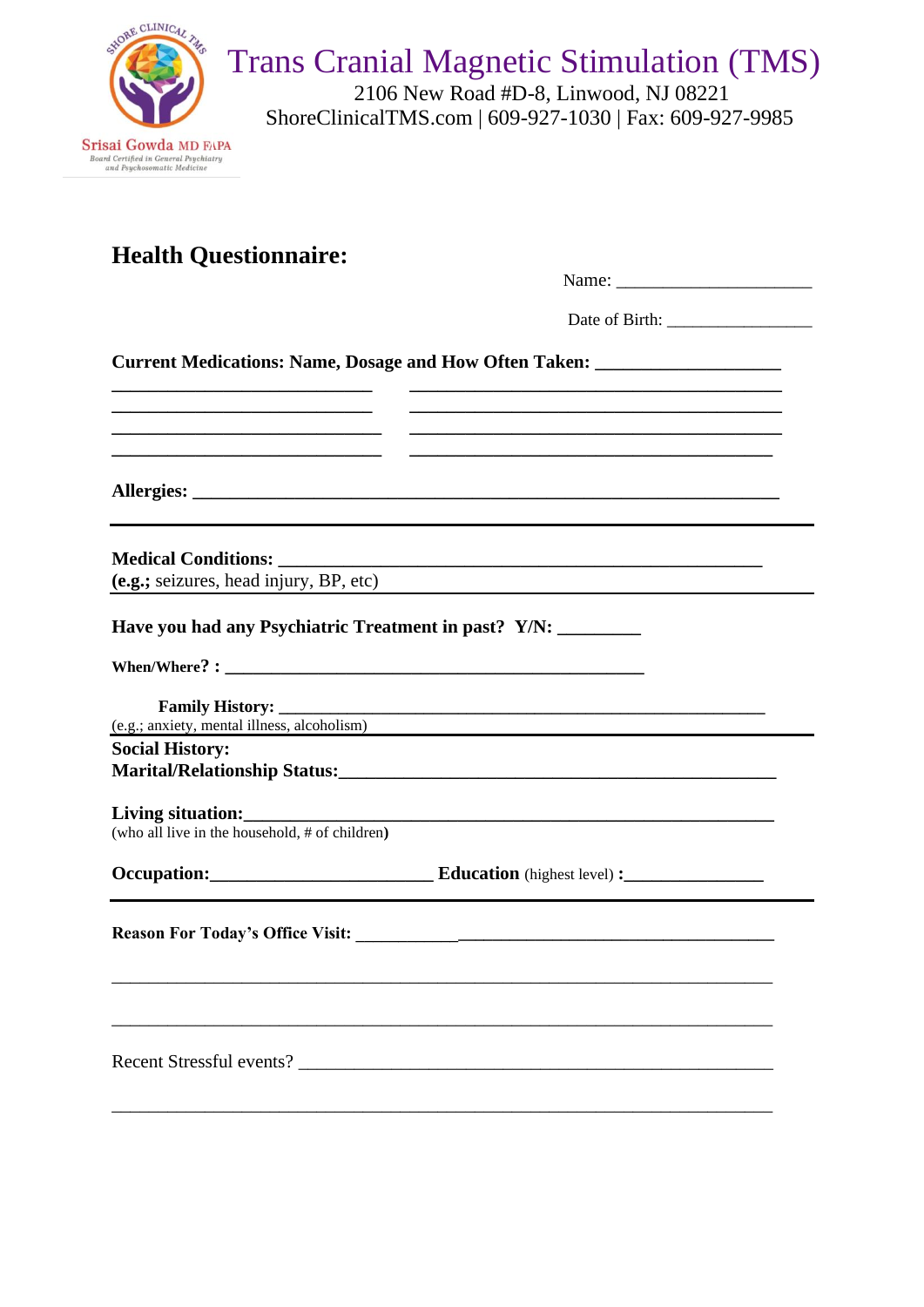SHORE CLINICAL TMS

Srisai Gowda MD FAPA

*Board Certified in General Psychiatry and Psychosomatic Medicine*

# Trans Cranial Magnetic Stimulation (TMS)

2106 New Road #D-8, Linwood, NJ 08221

ShoreClinicalTMS.com | 609-927-1030 | Fax: 609-927-9985

## Health Questionnaire:

Name: ______________________

Date of Birth: ________________

**Current Medications: Name, Dosage and How Often Taken:** ___________________

_____________________________ _________________________________________

_____________________________ _________________________________________

_____________________________ _________________________________________

_____________________________ _________________________________________

**Allergies:** ________________________________________________________________

---

**Medical Conditions:** ___________________________________________________

**(e.g.;** seizures, head injury, BP, etc)

---

**Have you had any Psychiatric Treatment in past? Y/N:** _________

**When/Where? :** ______________________________________________

**Family History:** _______________________________________________________

(e.g.; anxiety, mental illness, alcoholism)

---

**Social History:**

**Marital/Relationship Status:**______________________________________________

**Living situation:**____________________________________________________

(who all live in the household, # of children**)**

**Occupation:**________________________ **Education** (highest level) **:**_______________

---

**Reason For Today's Office Visit:** ______________________________________________

______________________________________________________________________

______________________________________________________________________

Recent Stressful events? ________________________________________________

______________________________________________________________________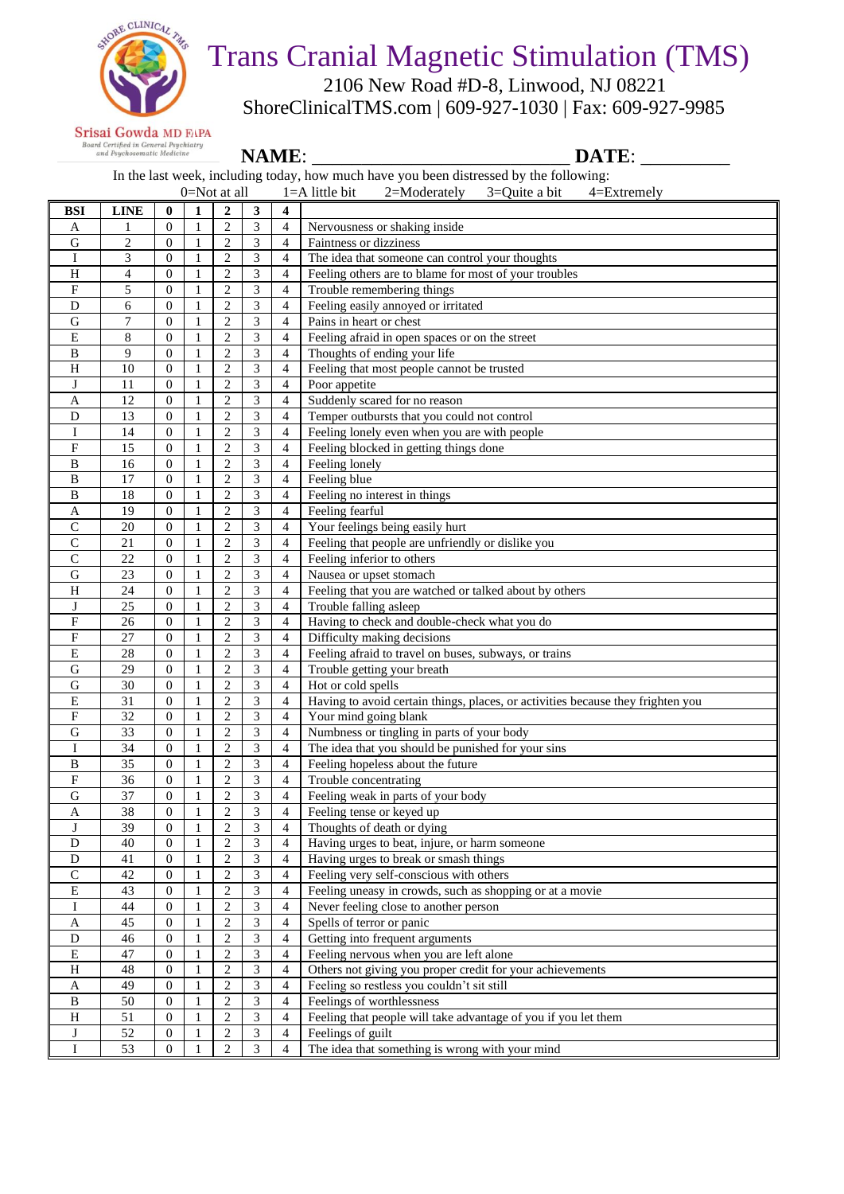SHORE CLINICAL TMS

Srisai Gowda MD FAPA
Board Certified in General Psychiatry and Psychosomatic Medicine

# Trans Cranial Magnetic Stimulation (TMS)

2106 New Road #D-8, Linwood, NJ 08221
ShoreClinicalTMS.com | 609-927-1030 | Fax: 609-927-9985

**NAME**: ____________________________ **DATE**: _________

In the last week, including today, how much have you been distressed by the following:

0=Not at all 1=A little bit 2=Moderately 3=Quite a bit 4=Extremely

| BSI | LINE | 0 | 1 | 2 | 3 | 4 | |
|---|---|---|---|---|---|---|---|
| A | 1 | 0 | 1 | 2 | 3 | 4 | Nervousness or shaking inside |
| G | 2 | 0 | 1 | 2 | 3 | 4 | Faintness or dizziness |
| I | 3 | 0 | 1 | 2 | 3 | 4 | The idea that someone can control your thoughts |
| H | 4 | 0 | 1 | 2 | 3 | 4 | Feeling others are to blame for most of your troubles |
| F | 5 | 0 | 1 | 2 | 3 | 4 | Trouble remembering things |
| D | 6 | 0 | 1 | 2 | 3 | 4 | Feeling easily annoyed or irritated |
| G | 7 | 0 | 1 | 2 | 3 | 4 | Pains in heart or chest |
| E | 8 | 0 | 1 | 2 | 3 | 4 | Feeling afraid in open spaces or on the street |
| B | 9 | 0 | 1 | 2 | 3 | 4 | Thoughts of ending your life |
| H | 10 | 0 | 1 | 2 | 3 | 4 | Feeling that most people cannot be trusted |
| J | 11 | 0 | 1 | 2 | 3 | 4 | Poor appetite |
| A | 12 | 0 | 1 | 2 | 3 | 4 | Suddenly scared for no reason |
| D | 13 | 0 | 1 | 2 | 3 | 4 | Temper outbursts that you could not control |
| I | 14 | 0 | 1 | 2 | 3 | 4 | Feeling lonely even when you are with people |
| F | 15 | 0 | 1 | 2 | 3 | 4 | Feeling blocked in getting things done |
| B | 16 | 0 | 1 | 2 | 3 | 4 | Feeling lonely |
| B | 17 | 0 | 1 | 2 | 3 | 4 | Feeling blue |
| B | 18 | 0 | 1 | 2 | 3 | 4 | Feeling no interest in things |
| A | 19 | 0 | 1 | 2 | 3 | 4 | Feeling fearful |
| C | 20 | 0 | 1 | 2 | 3 | 4 | Your feelings being easily hurt |
| C | 21 | 0 | 1 | 2 | 3 | 4 | Feeling that people are unfriendly or dislike you |
| C | 22 | 0 | 1 | 2 | 3 | 4 | Feeling inferior to others |
| G | 23 | 0 | 1 | 2 | 3 | 4 | Nausea or upset stomach |
| H | 24 | 0 | 1 | 2 | 3 | 4 | Feeling that you are watched or talked about by others |
| J | 25 | 0 | 1 | 2 | 3 | 4 | Trouble falling asleep |
| F | 26 | 0 | 1 | 2 | 3 | 4 | Having to check and double-check what you do |
| F | 27 | 0 | 1 | 2 | 3 | 4 | Difficulty making decisions |
| E | 28 | 0 | 1 | 2 | 3 | 4 | Feeling afraid to travel on buses, subways, or trains |
| G | 29 | 0 | 1 | 2 | 3 | 4 | Trouble getting your breath |
| G | 30 | 0 | 1 | 2 | 3 | 4 | Hot or cold spells |
| E | 31 | 0 | 1 | 2 | 3 | 4 | Having to avoid certain things, places, or activities because they frighten you |
| F | 32 | 0 | 1 | 2 | 3 | 4 | Your mind going blank |
| G | 33 | 0 | 1 | 2 | 3 | 4 | Numbness or tingling in parts of your body |
| I | 34 | 0 | 1 | 2 | 3 | 4 | The idea that you should be punished for your sins |
| B | 35 | 0 | 1 | 2 | 3 | 4 | Feeling hopeless about the future |
| F | 36 | 0 | 1 | 2 | 3 | 4 | Trouble concentrating |
| G | 37 | 0 | 1 | 2 | 3 | 4 | Feeling weak in parts of your body |
| A | 38 | 0 | 1 | 2 | 3 | 4 | Feeling tense or keyed up |
| J | 39 | 0 | 1 | 2 | 3 | 4 | Thoughts of death or dying |
| D | 40 | 0 | 1 | 2 | 3 | 4 | Having urges to beat, injure, or harm someone |
| D | 41 | 0 | 1 | 2 | 3 | 4 | Having urges to break or smash things |
| C | 42 | 0 | 1 | 2 | 3 | 4 | Feeling very self-conscious with others |
| E | 43 | 0 | 1 | 2 | 3 | 4 | Feeling uneasy in crowds, such as shopping or at a movie |
| I | 44 | 0 | 1 | 2 | 3 | 4 | Never feeling close to another person |
| A | 45 | 0 | 1 | 2 | 3 | 4 | Spells of terror or panic |
| D | 46 | 0 | 1 | 2 | 3 | 4 | Getting into frequent arguments |
| E | 47 | 0 | 1 | 2 | 3 | 4 | Feeling nervous when you are left alone |
| H | 48 | 0 | 1 | 2 | 3 | 4 | Others not giving you proper credit for your achievements |
| A | 49 | 0 | 1 | 2 | 3 | 4 | Feeling so restless you couldn't sit still |
| B | 50 | 0 | 1 | 2 | 3 | 4 | Feelings of worthlessness |
| H | 51 | 0 | 1 | 2 | 3 | 4 | Feeling that people will take advantage of you if you let them |
| J | 52 | 0 | 1 | 2 | 3 | 4 | Feelings of guilt |
| I | 53 | 0 | 1 | 2 | 3 | 4 | The idea that something is wrong with your mind |